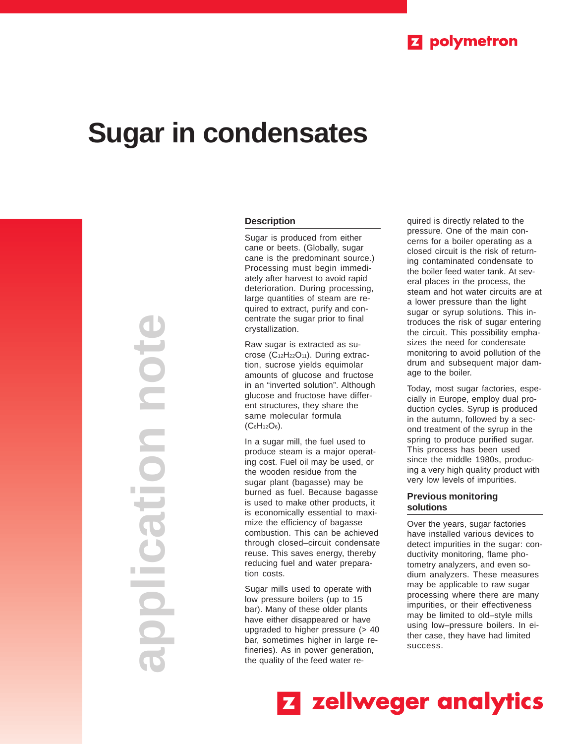# Sugar in condensates

application note

## Description

Sugar is produced from either cane or beets. (Globally, sugar cane is the predominant source.) Processing must begin immediately after harvest to avoid rapid deterioration. During processing, large quantities of steam are required to extract, purify and concentrate the sugar prior to final crystallization.

Raw sugar is extracted as sucrose ($C_{12}H_{22}O_{11}$). During extraction, sucrose yields equimolar amounts of glucose and fructose in an "inverted solution". Although glucose and fructose have different structures, they share the same molecular formula ($C_6H_{12}O_6$).

In a sugar mill, the fuel used to produce steam is a major operating cost. Fuel oil may be used, or the wooden residue from the sugar plant (bagasse) may be burned as fuel. Because bagasse is used to make other products, it is economically essential to maximize the efficiency of bagasse combustion. This can be achieved through closed–circuit condensate reuse. This saves energy, thereby reducing fuel and water preparation costs.

Sugar mills used to operate with low pressure boilers (up to 15 bar). Many of these older plants have either disappeared or have upgraded to higher pressure (> 40 bar, sometimes higher in large refineries). As in power generation, the quality of the feed water required is directly related to the pressure. One of the main concerns for a boiler operating as a closed circuit is the risk of returning contaminated condensate to the boiler feed water tank. At several places in the process, the steam and hot water circuits are at a lower pressure than the light sugar or syrup solutions. This introduces the risk of sugar entering the circuit. This possibility emphasizes the need for condensate monitoring to avoid pollution of the drum and subsequent major damage to the boiler.

Today, most sugar factories, especially in Europe, employ dual production cycles. Syrup is produced in the autumn, followed by a second treatment of the syrup in the spring to produce purified sugar. This process has been used since the middle 1980s, producing a very high quality product with very low levels of impurities.

## Previous monitoring solutions

Over the years, sugar factories have installed various devices to detect impurities in the sugar: conductivity monitoring, flame photometry analyzers, and even sodium analyzers. These measures may be applicable to raw sugar processing where there are many impurities, or their effectiveness may be limited to old–style mills using low–pressure boilers. In either case, they have had limited success.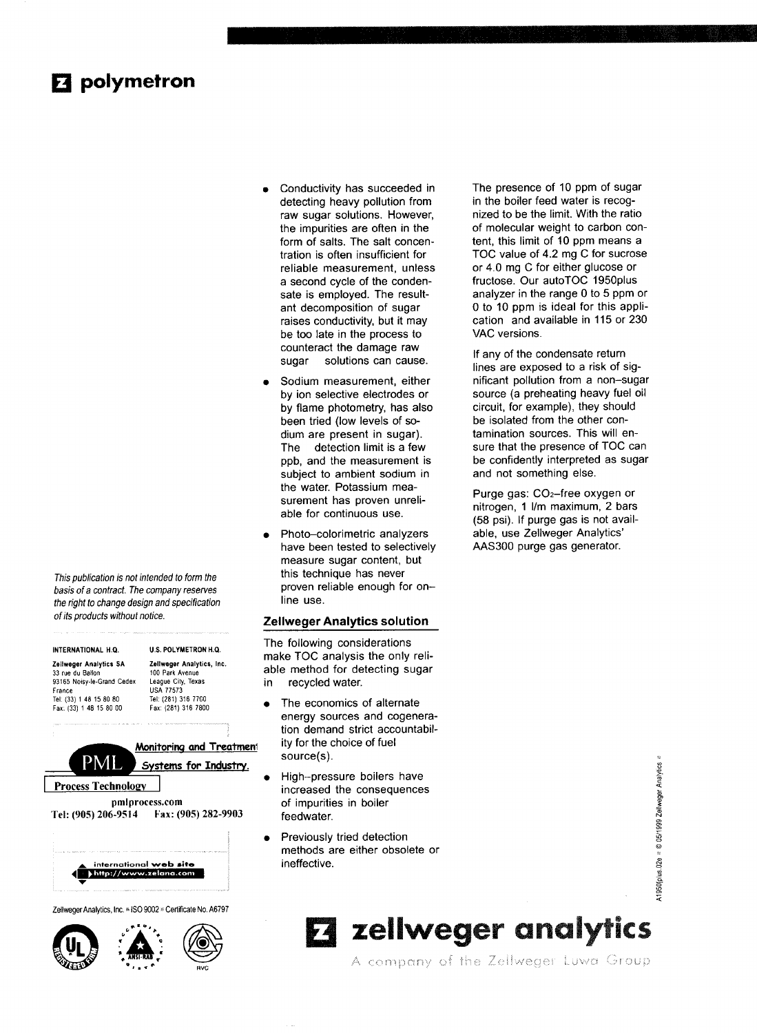# polymetron

- Conductivity has succeeded in detecting heavy pollution from raw sugar solutions. However, the impurities are often in the form of salts. The salt concentration is often insufficient for reliable measurement, unless a second cycle of the condensate is employed. The resultant decomposition of sugar raises conductivity, but it may be too late in the process to counteract the damage raw sugar solutions can cause.
- Sodium measurement, either by ion selective electrodes or by flame photometry, has also been tried (low levels of sodium are present in sugar). The detection limit is a few ppb, and the measurement is subject to ambient sodium in the water. Potassium measurement has proven unreliable for continuous use.
- Photo–colorimetric analyzers have been tested to selectively measure sugar content, but this technique has never proven reliable enough for on–line use.

## Zellweger Analytics solution

The following considerations make TOC analysis the only reliable method for detecting sugar in recycled water.

- The economics of alternate energy sources and cogeneration demand strict accountability for the choice of fuel source(s).
- High–pressure boilers have increased the consequences of impurities in boiler feedwater.
- Previously tried detection methods are either obsolete or ineffective.

The presence of 10 ppm of sugar in the boiler feed water is recognized to be the limit. With the ratio of molecular weight to carbon content, this limit of 10 ppm means a TOC value of 4.2 mg C for sucrose or 4.0 mg C for either glucose or fructose. Our autoTOC 1950plus analyzer in the range 0 to 5 ppm or 0 to 10 ppm is ideal for this application and available in 115 or 230 VAC versions.

If any of the condensate return lines are exposed to a risk of significant pollution from a non–sugar source (a preheating heavy fuel oil circuit, for example), they should be isolated from the other contamination sources. This will ensure that the presence of TOC can be confidently interpreted as sugar and not something else.

Purge gas: $CO_2$–free oxygen or nitrogen, 1 l/m maximum, 2 bars (58 psi). If purge gas is not available, use Zellweger Analytics' AAS300 purge gas generator.

*This publication is not intended to form the basis of a contract. The company reserves the right to change design and specification of its products without notice.*

| INTERNATIONAL H.Q. | U.S. POLYMETRON H.Q. |
|---|---|
| Zellweger Analytics SA | Zellweger Analytics, Inc. |
| 33 rue du Ballon | 100 Park Avenue |
| 93165 Noisy-le-Grand Cedex | League City, Texas |
| France | USA 77573 |
| Tel: (33) 1 48 15 80 80 | Tel: (281) 316 7700 |
| Fax: (33) 1 48 15 80 00 | Fax: (281) 316 7800 |

PML Monitoring and Treatment Systems for Industry.
Process Technology
pmlprocess.com
Tel: (905) 206-9514 Fax: (905) 282-9903

international web site
http://www.zelana.com

Zellweger Analytics, Inc. ■ ISO 9002 ■ Certificate No. A6797

A1950plus.02e ■ © 05/1999 Zellweger Analytics ■

# zellweger analytics

A company of the Zellweger Luwa Group